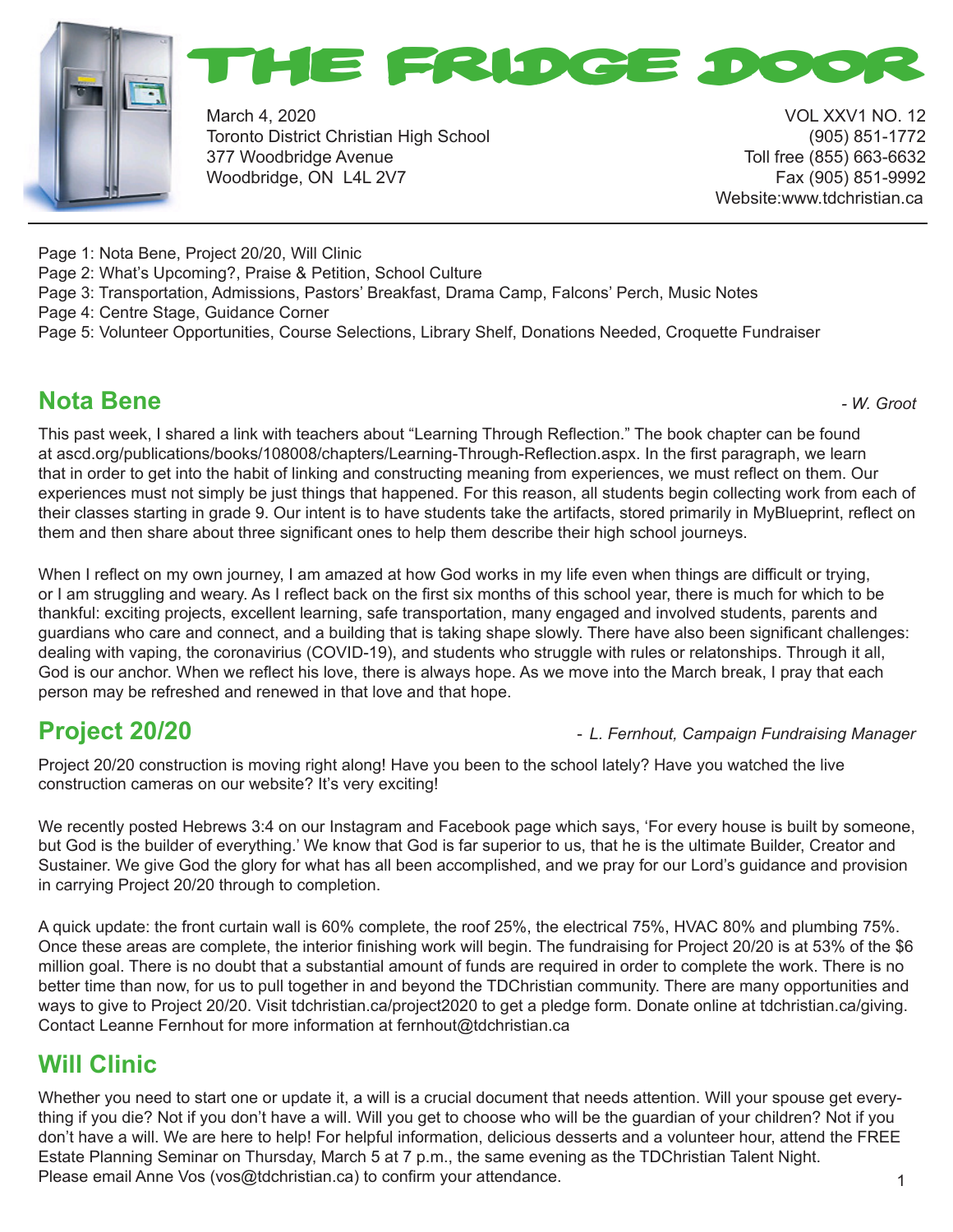# THE FRIDGE DOOR

March 4, 2020
Toronto District Christian High School
377 Woodbridge Avenue
Woodbridge, ON L4L 2V7

VOL XXV1 NO. 12
(905) 851-1772
Toll free (855) 663-6632
Fax (905) 851-9992
Website:www.tdchristian.ca

Page 1: Nota Bene, Project 20/20, Will Clinic
Page 2: What's Upcoming?, Praise & Petition, School Culture
Page 3: Transportation, Admissions, Pastors' Breakfast, Drama Camp, Falcons' Perch, Music Notes
Page 4: Centre Stage, Guidance Corner
Page 5: Volunteer Opportunities, Course Selections, Library Shelf, Donations Needed, Croquette Fundraiser

## Nota Bene

*- W. Groot*

This past week, I shared a link with teachers about "Learning Through Reflection." The book chapter can be found at ascd.org/publications/books/108008/chapters/Learning-Through-Reflection.aspx. In the first paragraph, we learn that in order to get into the habit of linking and constructing meaning from experiences, we must reflect on them. Our experiences must not simply be just things that happened. For this reason, all students begin collecting work from each of their classes starting in grade 9. Our intent is to have students take the artifacts, stored primarily in MyBlueprint, reflect on them and then share about three significant ones to help them describe their high school journeys.

When I reflect on my own journey, I am amazed at how God works in my life even when things are difficult or trying, or I am struggling and weary. As I reflect back on the first six months of this school year, there is much for which to be thankful: exciting projects, excellent learning, safe transportation, many engaged and involved students, parents and guardians who care and connect, and a building that is taking shape slowly. There have also been significant challenges: dealing with vaping, the coronavirius (COVID-19), and students who struggle with rules or relatonships. Through it all, God is our anchor. When we reflect his love, there is always hope. As we move into the March break, I pray that each person may be refreshed and renewed in that love and that hope.

## Project 20/20

*- L. Fernhout, Campaign Fundraising Manager*

Project 20/20 construction is moving right along! Have you been to the school lately? Have you watched the live construction cameras on our website? It's very exciting!

We recently posted Hebrews 3:4 on our Instagram and Facebook page which says, 'For every house is built by someone, but God is the builder of everything.' We know that God is far superior to us, that he is the ultimate Builder, Creator and Sustainer. We give God the glory for what has all been accomplished, and we pray for our Lord's guidance and provision in carrying Project 20/20 through to completion.

A quick update: the front curtain wall is 60% complete, the roof 25%, the electrical 75%, HVAC 80% and plumbing 75%. Once these areas are complete, the interior finishing work will begin. The fundraising for Project 20/20 is at 53% of the $6 million goal. There is no doubt that a substantial amount of funds are required in order to complete the work. There is no better time than now, for us to pull together in and beyond the TDChristian community. There are many opportunities and ways to give to Project 20/20. Visit tdchristian.ca/project2020 to get a pledge form. Donate online at tdchristian.ca/giving. Contact Leanne Fernhout for more information at fernhout@tdchristian.ca

## Will Clinic

Whether you need to start one or update it, a will is a crucial document that needs attention. Will your spouse get everything if you die? Not if you don't have a will. Will you get to choose who will be the guardian of your children? Not if you don't have a will. We are here to help! For helpful information, delicious desserts and a volunteer hour, attend the FREE Estate Planning Seminar on Thursday, March 5 at 7 p.m., the same evening as the TDChristian Talent Night. Please email Anne Vos (vos@tdchristian.ca) to confirm your attendance.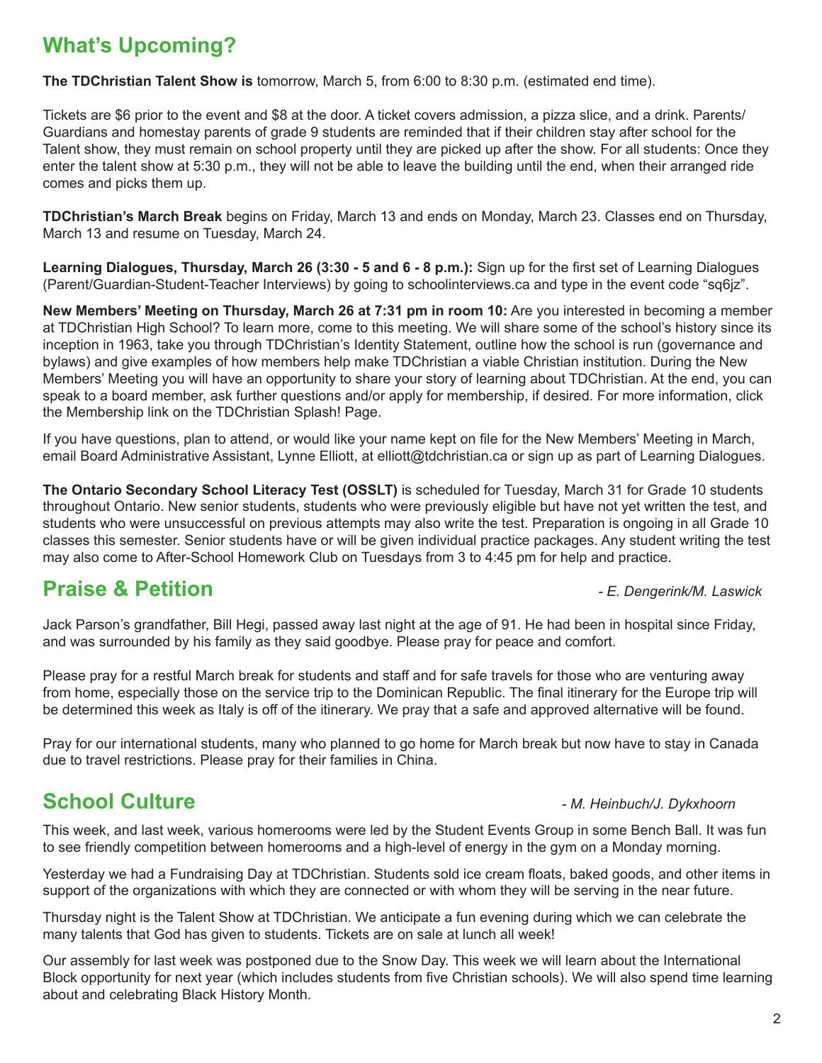## What's Upcoming?

**The TDChristian Talent Show is** tomorrow, March 5, from 6:00 to 8:30 p.m. (estimated end time).

Tickets are $6 prior to the event and $8 at the door. A ticket covers admission, a pizza slice, and a drink. Parents/Guardians and homestay parents of grade 9 students are reminded that if their children stay after school for the Talent show, they must remain on school property until they are picked up after the show. For all students: Once they enter the talent show at 5:30 p.m., they will not be able to leave the building until the end, when their arranged ride comes and picks them up.

**TDChristian's March Break** begins on Friday, March 13 and ends on Monday, March 23. Classes end on Thursday, March 13 and resume on Tuesday, March 24.

**Learning Dialogues, Thursday, March 26 (3:30 - 5 and 6 - 8 p.m.):** Sign up for the first set of Learning Dialogues (Parent/Guardian-Student-Teacher Interviews) by going to schoolinterviews.ca and type in the event code "sq6jz".

**New Members' Meeting on Thursday, March 26 at 7:31 pm in room 10:** Are you interested in becoming a member at TDChristian High School? To learn more, come to this meeting. We will share some of the school's history since its inception in 1963, take you through TDChristian's Identity Statement, outline how the school is run (governance and bylaws) and give examples of how members help make TDChristian a viable Christian institution. During the New Members' Meeting you will have an opportunity to share your story of learning about TDChristian. At the end, you can speak to a board member, ask further questions and/or apply for membership, if desired. For more information, click the Membership link on the TDChristian Splash! Page.

If you have questions, plan to attend, or would like your name kept on file for the New Members' Meeting in March, email Board Administrative Assistant, Lynne Elliott, at elliott@tdchristian.ca or sign up as part of Learning Dialogues.

**The Ontario Secondary School Literacy Test (OSSLT)** is scheduled for Tuesday, March 31 for Grade 10 students throughout Ontario. New senior students, students who were previously eligible but have not yet written the test, and students who were unsuccessful on previous attempts may also write the test. Preparation is ongoing in all Grade 10 classes this semester. Senior students have or will be given individual practice packages. Any student writing the test may also come to After-School Homework Club on Tuesdays from 3 to 4:45 pm for help and practice.

## Praise & Petition

*- E. Dengerink/M. Laswick*

Jack Parson's grandfather, Bill Hegi, passed away last night at the age of 91. He had been in hospital since Friday, and was surrounded by his family as they said goodbye. Please pray for peace and comfort.

Please pray for a restful March break for students and staff and for safe travels for those who are venturing away from home, especially those on the service trip to the Dominican Republic. The final itinerary for the Europe trip will be determined this week as Italy is off of the itinerary. We pray that a safe and approved alternative will be found.

Pray for our international students, many who planned to go home for March break but now have to stay in Canada due to travel restrictions. Please pray for their families in China.

## School Culture

*- M. Heinbuch/J. Dykxhoorn*

This week, and last week, various homerooms were led by the Student Events Group in some Bench Ball. It was fun to see friendly competition between homerooms and a high-level of energy in the gym on a Monday morning.

Yesterday we had a Fundraising Day at TDChristian. Students sold ice cream floats, baked goods, and other items in support of the organizations with which they are connected or with whom they will be serving in the near future.

Thursday night is the Talent Show at TDChristian. We anticipate a fun evening during which we can celebrate the many talents that God has given to students. Tickets are on sale at lunch all week!

Our assembly for last week was postponed due to the Snow Day. This week we will learn about the International Block opportunity for next year (which includes students from five Christian schools). We will also spend time learning about and celebrating Black History Month.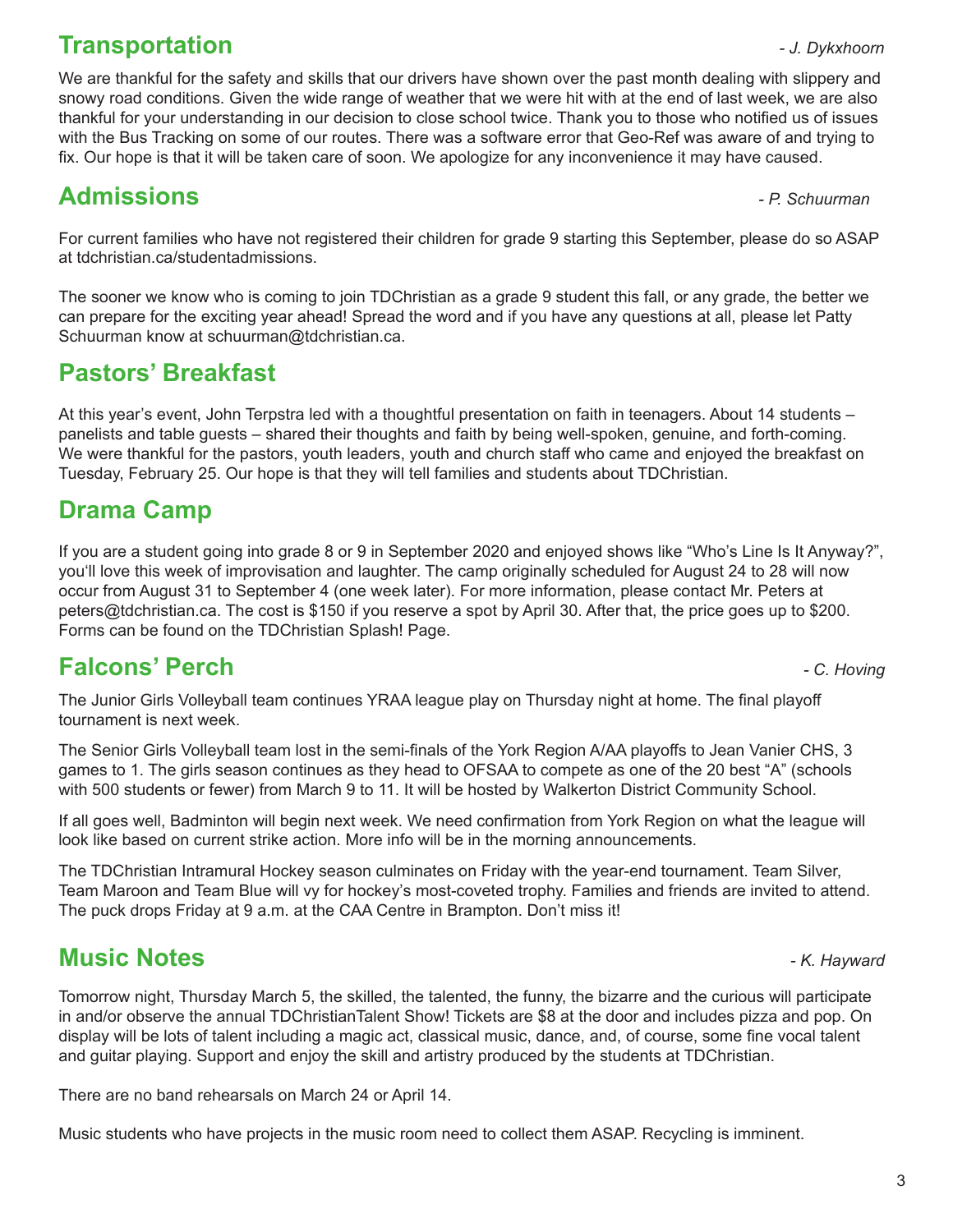## Transportation

*- J. Dykxhoorn*

We are thankful for the safety and skills that our drivers have shown over the past month dealing with slippery and snowy road conditions. Given the wide range of weather that we were hit with at the end of last week, we are also thankful for your understanding in our decision to close school twice. Thank you to those who notified us of issues with the Bus Tracking on some of our routes. There was a software error that Geo-Ref was aware of and trying to fix. Our hope is that it will be taken care of soon. We apologize for any inconvenience it may have caused.

## Admissions

*- P. Schuurman*

For current families who have not registered their children for grade 9 starting this September, please do so ASAP at tdchristian.ca/studentadmissions.

The sooner we know who is coming to join TDChristian as a grade 9 student this fall, or any grade, the better we can prepare for the exciting year ahead! Spread the word and if you have any questions at all, please let Patty Schuurman know at schuurman@tdchristian.ca.

## Pastors' Breakfast

At this year's event, John Terpstra led with a thoughtful presentation on faith in teenagers. About 14 students – panelists and table guests – shared their thoughts and faith by being well-spoken, genuine, and forth-coming. We were thankful for the pastors, youth leaders, youth and church staff who came and enjoyed the breakfast on Tuesday, February 25. Our hope is that they will tell families and students about TDChristian.

## Drama Camp

If you are a student going into grade 8 or 9 in September 2020 and enjoyed shows like "Who's Line Is It Anyway?", you'll love this week of improvisation and laughter. The camp originally scheduled for August 24 to 28 will now occur from August 31 to September 4 (one week later). For more information, please contact Mr. Peters at peters@tdchristian.ca. The cost is $150 if you reserve a spot by April 30. After that, the price goes up to $200. Forms can be found on the TDChristian Splash! Page.

## Falcons' Perch

*- C. Hoving*

The Junior Girls Volleyball team continues YRAA league play on Thursday night at home. The final playoff tournament is next week.

The Senior Girls Volleyball team lost in the semi-finals of the York Region A/AA playoffs to Jean Vanier CHS, 3 games to 1. The girls season continues as they head to OFSAA to compete as one of the 20 best "A" (schools with 500 students or fewer) from March 9 to 11. It will be hosted by Walkerton District Community School.

If all goes well, Badminton will begin next week. We need confirmation from York Region on what the league will look like based on current strike action. More info will be in the morning announcements.

The TDChristian Intramural Hockey season culminates on Friday with the year-end tournament. Team Silver, Team Maroon and Team Blue will vy for hockey's most-coveted trophy. Families and friends are invited to attend. The puck drops Friday at 9 a.m. at the CAA Centre in Brampton. Don't miss it!

## Music Notes

*- K. Hayward*

Tomorrow night, Thursday March 5, the skilled, the talented, the funny, the bizarre and the curious will participate in and/or observe the annual TDChristianTalent Show! Tickets are $8 at the door and includes pizza and pop. On display will be lots of talent including a magic act, classical music, dance, and, of course, some fine vocal talent and guitar playing. Support and enjoy the skill and artistry produced by the students at TDChristian.

There are no band rehearsals on March 24 or April 14.

Music students who have projects in the music room need to collect them ASAP. Recycling is imminent.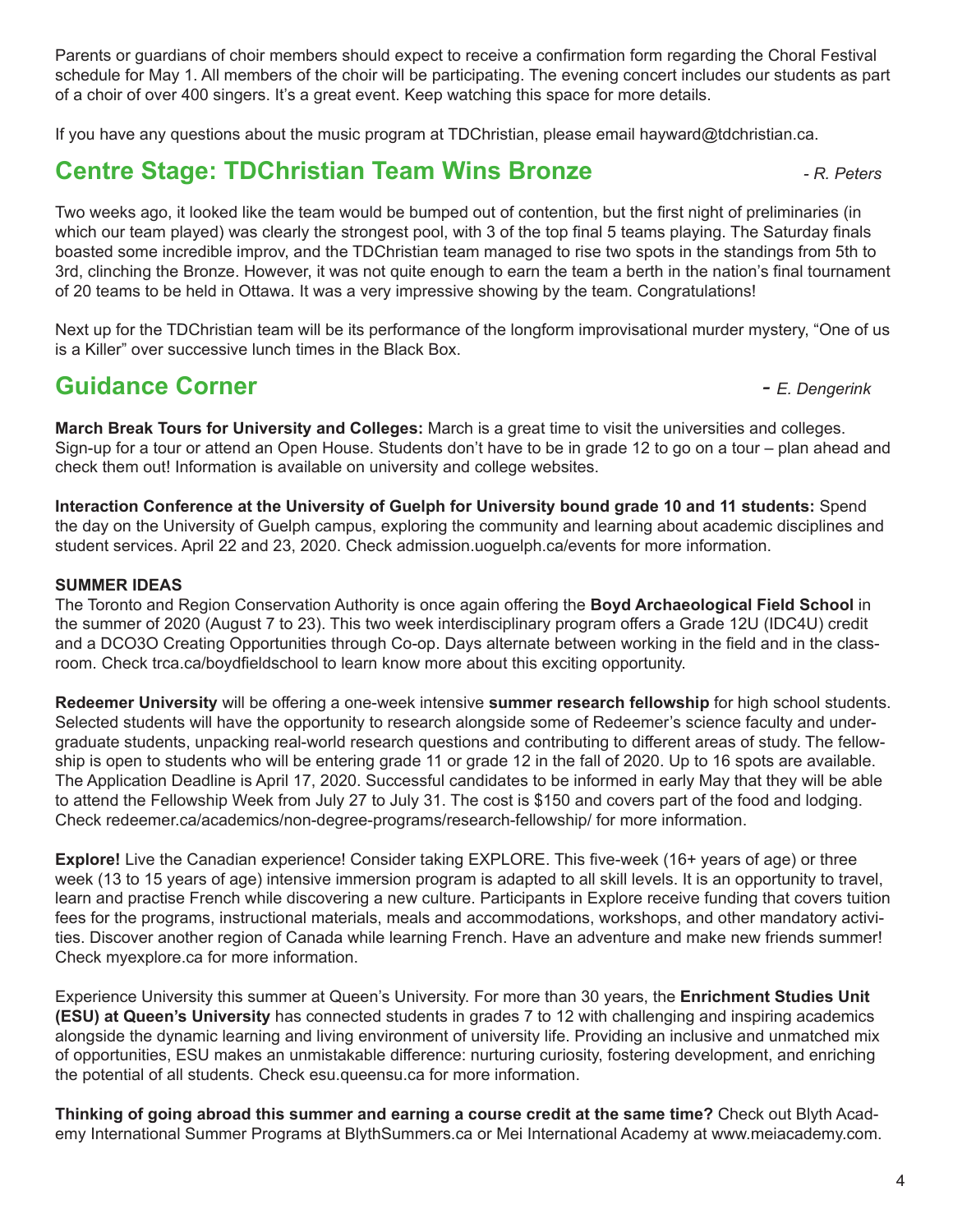Parents or guardians of choir members should expect to receive a confirmation form regarding the Choral Festival schedule for May 1. All members of the choir will be participating. The evening concert includes our students as part of a choir of over 400 singers. It's a great event. Keep watching this space for more details.

If you have any questions about the music program at TDChristian, please email hayward@tdchristian.ca.

## Centre Stage: TDChristian Team Wins Bronze

*- R. Peters*

Two weeks ago, it looked like the team would be bumped out of contention, but the first night of preliminaries (in which our team played) was clearly the strongest pool, with 3 of the top final 5 teams playing. The Saturday finals boasted some incredible improv, and the TDChristian team managed to rise two spots in the standings from 5th to 3rd, clinching the Bronze. However, it was not quite enough to earn the team a berth in the nation's final tournament of 20 teams to be held in Ottawa. It was a very impressive showing by the team. Congratulations!

Next up for the TDChristian team will be its performance of the longform improvisational murder mystery, "One of us is a Killer" over successive lunch times in the Black Box.

## Guidance Corner

*- E. Dengerink*

**March Break Tours for University and Colleges:** March is a great time to visit the universities and colleges. Sign-up for a tour or attend an Open House. Students don't have to be in grade 12 to go on a tour – plan ahead and check them out! Information is available on university and college websites.

**Interaction Conference at the University of Guelph for University bound grade 10 and 11 students:** Spend the day on the University of Guelph campus, exploring the community and learning about academic disciplines and student services. April 22 and 23, 2020. Check admission.uoguelph.ca/events for more information.

**SUMMER IDEAS**

The Toronto and Region Conservation Authority is once again offering the **Boyd Archaeological Field School** in the summer of 2020 (August 7 to 23). This two week interdisciplinary program offers a Grade 12U (IDC4U) credit and a DCO3O Creating Opportunities through Co-op. Days alternate between working in the field and in the classroom. Check trca.ca/boydfieldschool to learn know more about this exciting opportunity.

**Redeemer University** will be offering a one-week intensive **summer research fellowship** for high school students. Selected students will have the opportunity to research alongside some of Redeemer's science faculty and undergraduate students, unpacking real-world research questions and contributing to different areas of study. The fellowship is open to students who will be entering grade 11 or grade 12 in the fall of 2020. Up to 16 spots are available. The Application Deadline is April 17, 2020. Successful candidates to be informed in early May that they will be able to attend the Fellowship Week from July 27 to July 31. The cost is $150 and covers part of the food and lodging. Check redeemer.ca/academics/non-degree-programs/research-fellowship/ for more information.

**Explore!** Live the Canadian experience! Consider taking EXPLORE. This five-week (16+ years of age) or three week (13 to 15 years of age) intensive immersion program is adapted to all skill levels. It is an opportunity to travel, learn and practise French while discovering a new culture. Participants in Explore receive funding that covers tuition fees for the programs, instructional materials, meals and accommodations, workshops, and other mandatory activities. Discover another region of Canada while learning French. Have an adventure and make new friends summer! Check myexplore.ca for more information.

Experience University this summer at Queen's University. For more than 30 years, the **Enrichment Studies Unit (ESU) at Queen's University** has connected students in grades 7 to 12 with challenging and inspiring academics alongside the dynamic learning and living environment of university life. Providing an inclusive and unmatched mix of opportunities, ESU makes an unmistakable difference: nurturing curiosity, fostering development, and enriching the potential of all students. Check esu.queensu.ca for more information.

**Thinking of going abroad this summer and earning a course credit at the same time?** Check out Blyth Academy International Summer Programs at BlythSummers.ca or Mei International Academy at www.meiacademy.com.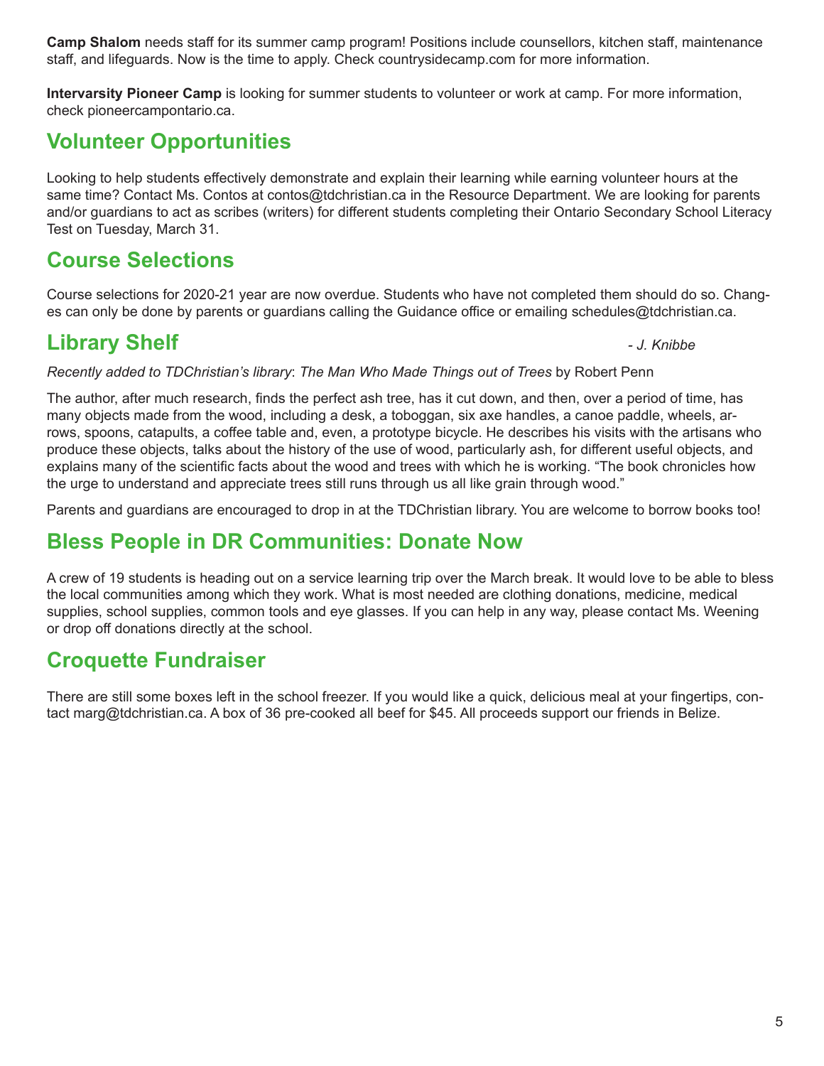**Camp Shalom** needs staff for its summer camp program! Positions include counsellors, kitchen staff, maintenance staff, and lifeguards. Now is the time to apply. Check countrysidecamp.com for more information.

**Intervarsity Pioneer Camp** is looking for summer students to volunteer or work at camp. For more information, check pioneercampontario.ca.

## Volunteer Opportunities

Looking to help students effectively demonstrate and explain their learning while earning volunteer hours at the same time? Contact Ms. Contos at contos@tdchristian.ca in the Resource Department. We are looking for parents and/or guardians to act as scribes (writers) for different students completing their Ontario Secondary School Literacy Test on Tuesday, March 31.

## Course Selections

Course selections for 2020-21 year are now overdue. Students who have not completed them should do so. Changes can only be done by parents or guardians calling the Guidance office or emailing schedules@tdchristian.ca.

## Library Shelf

*- J. Knibbe*

*Recently added to TDChristian's library*: *The Man Who Made Things out of Trees* by Robert Penn

The author, after much research, finds the perfect ash tree, has it cut down, and then, over a period of time, has many objects made from the wood, including a desk, a toboggan, six axe handles, a canoe paddle, wheels, arrows, spoons, catapults, a coffee table and, even, a prototype bicycle. He describes his visits with the artisans who produce these objects, talks about the history of the use of wood, particularly ash, for different useful objects, and explains many of the scientific facts about the wood and trees with which he is working. "The book chronicles how the urge to understand and appreciate trees still runs through us all like grain through wood."

Parents and guardians are encouraged to drop in at the TDChristian library. You are welcome to borrow books too!

## Bless People in DR Communities: Donate Now

A crew of 19 students is heading out on a service learning trip over the March break. It would love to be able to bless the local communities among which they work. What is most needed are clothing donations, medicine, medical supplies, school supplies, common tools and eye glasses. If you can help in any way, please contact Ms. Weening or drop off donations directly at the school.

## Croquette Fundraiser

There are still some boxes left in the school freezer. If you would like a quick, delicious meal at your fingertips, contact marg@tdchristian.ca. A box of 36 pre-cooked all beef for $45. All proceeds support our friends in Belize.